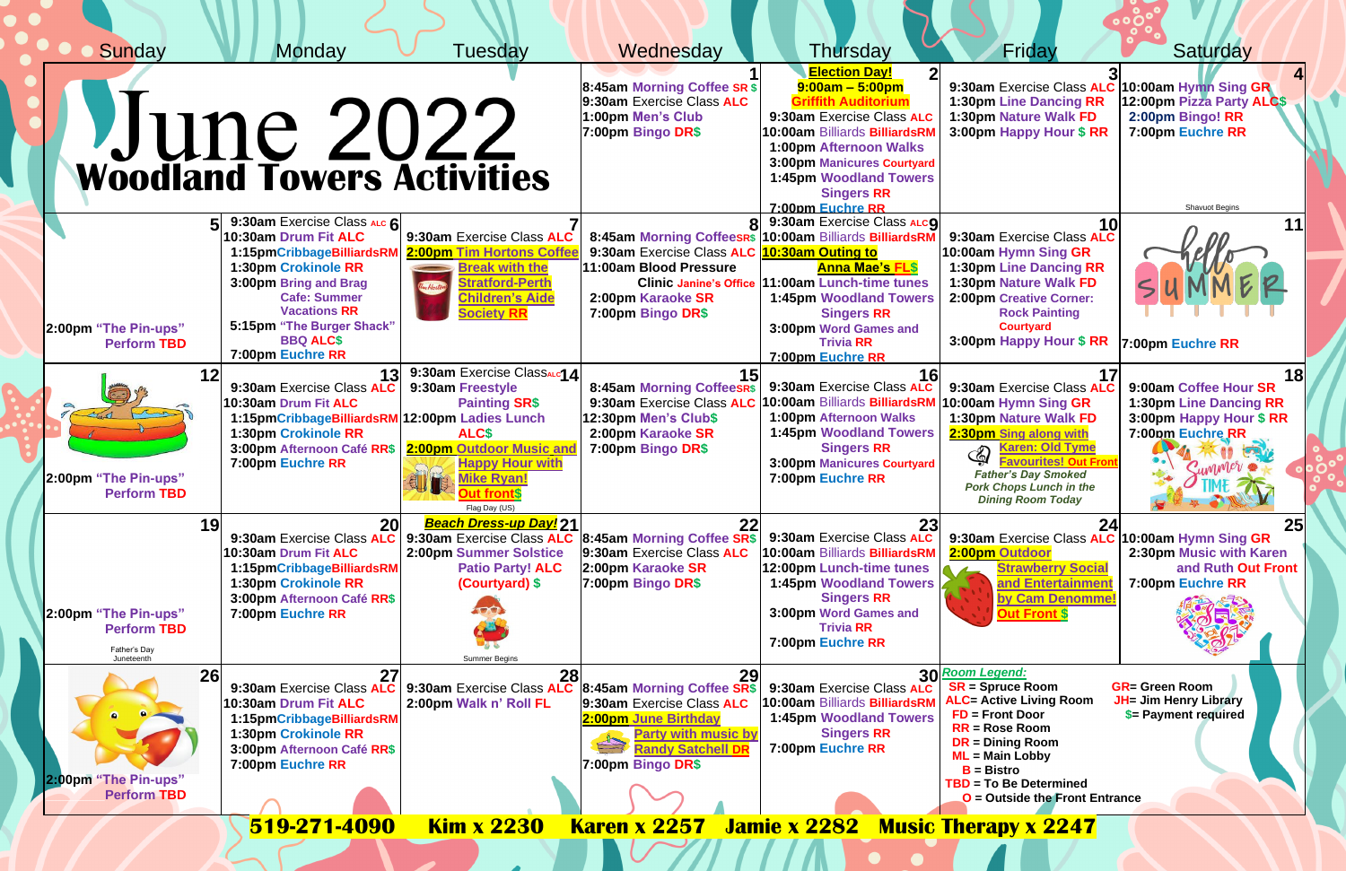# June 2022
## Woodland Towers Activities

| Sunday | Monday | Tuesday | Wednesday | Thursday | Friday | Saturday |
|---|---|---|---|---|---|---|
| | | | **1**<br>8:45am Morning Coffee SR $<br>9:30am Exercise Class ALC<br>1:00pm Men's Club<br>7:00pm Bingo DR$ | **2**<br>**Election Day!**<br>**9:00am – 5:00pm**<br>**Griffith Auditorium**<br>9:30am Exercise Class ALC<br>10:00am Billiards BilliardsRM<br>1:00pm Afternoon Walks<br>3:00pm Manicures Courtyard<br>1:45pm Woodland Towers Singers RR<br>7:00pm Euchre RR | **3**<br>9:30am Exercise Class ALC<br>1:30pm Line Dancing RR<br>1:30pm Nature Walk FD<br>3:00pm Happy Hour $ RR | **4**<br>10:00am Hymn Sing GR<br>12:00pm Pizza Party ALC$<br>2:00pm Bingo! RR<br>7:00pm Euchre RR<br>Shavuot Begins |
| **5**<br>2:00pm "The Pin-ups" Perform TBD | **6**<br>9:30am Exercise Class ALC<br>10:30am Drum Fit ALC<br>1:15pm Cribbage BilliardsRM<br>1:30pm Crokinole RR<br>3:00pm Bring and Brag Cafe: Summer Vacations RR<br>5:15pm "The Burger Shack" BBQ ALC$<br>7:00pm Euchre RR | **7**<br>9:30am Exercise Class ALC<br>**2:00pm Tim Hortons Coffee Break with the Stratford-Perth Children's Aide Society RR** | **8**<br>8:45am Morning Coffee SR$<br>9:30am Exercise Class ALC<br>11:00am Blood Pressure Clinic Janine's Office<br>2:00pm Karaoke SR<br>7:00pm Bingo DR$ | **9**<br>9:30am Exercise Class ALC<br>10:00am Billiards BilliardsRM<br>**10:30am Outing to Anna Mae's FL$**<br>11:00am Lunch-time tunes<br>1:45pm Woodland Towers Singers RR<br>3:00pm Word Games and Trivia RR<br>7:00pm Euchre RR | **10**<br>9:30am Exercise Class ALC<br>10:00am Hymn Sing GR<br>1:30pm Line Dancing RR<br>1:30pm Nature Walk FD<br>2:00pm Creative Corner: Rock Painting Courtyard<br>3:00pm Happy Hour $ RR | **11**<br>7:00pm Euchre RR |
| **12**<br>2:00pm "The Pin-ups" Perform TBD | **13**<br>9:30am Exercise Class ALC<br>10:30am Drum Fit ALC<br>1:15pm Cribbage BilliardsRM<br>1:30pm Crokinole RR<br>3:00pm Afternoon Café RR$<br>7:00pm Euchre RR | **14**<br>9:30am Exercise Class ALC<br>9:30am Freestyle Painting SR$<br>12:00pm Ladies Lunch ALC$<br>**2:00pm Outdoor Music and Happy Hour with Mike Ryan! Out front$**<br>Flag Day (US) | **15**<br>8:45am Morning Coffee SR$<br>9:30am Exercise Class ALC<br>12:30pm Men's Club$<br>2:00pm Karaoke SR<br>7:00pm Bingo DR$ | **16**<br>9:30am Exercise Class ALC<br>10:00am Billiards BilliardsRM<br>1:00pm Afternoon Walks<br>1:45pm Woodland Towers Singers RR<br>3:00pm Manicures Courtyard<br>7:00pm Euchre RR | **17**<br>9:30am Exercise Class ALC<br>10:00am Hymn Sing GR<br>1:30pm Nature Walk FD<br>**2:30pm Sing along with Karen: Old Tyme Favourites! Out Front**<br>*Father's Day Smoked Pork Chops Lunch in the Dining Room Today* | **18**<br>9:00am Coffee Hour SR<br>1:30pm Line Dancing RR<br>3:00pm Happy Hour $ RR<br>7:00pm Euchre RR |
| **19**<br>2:00pm "The Pin-ups" Perform TBD<br>Father's Day<br>Juneteenth | **20**<br>9:30am Exercise Class ALC<br>10:30am Drum Fit ALC<br>1:15pm Cribbage BilliardsRM<br>1:30pm Crokinole RR<br>3:00pm Afternoon Café RR$<br>7:00pm Euchre RR | **21**<br>***Beach Dress-up Day!***<br>9:30am Exercise Class ALC<br>2:00pm Summer Solstice Patio Party! ALC (Courtyard) $<br>Summer Begins | **22**<br>8:45am Morning Coffee SR$<br>9:30am Exercise Class ALC<br>2:00pm Karaoke SR<br>7:00pm Bingo DR$ | **23**<br>9:30am Exercise Class ALC<br>10:00am Billiards BilliardsRM<br>12:00pm Lunch-time tunes<br>1:45pm Woodland Towers Singers RR<br>3:00pm Word Games and Trivia RR<br>7:00pm Euchre RR | **24**<br>9:30am Exercise Class ALC<br>**2:00pm Outdoor Strawberry Social and Entertainment by Cam Denomme! Out Front $** | **25**<br>10:00am Hymn Sing GR<br>2:30pm Music with Karen and Ruth Out Front<br>7:00pm Euchre RR |
| **26**<br>2:00pm "The Pin-ups" Perform TBD | **27**<br>9:30am Exercise Class ALC<br>10:30am Drum Fit ALC<br>1:15pm Cribbage BilliardsRM<br>1:30pm Crokinole RR<br>3:00pm Afternoon Café RR$<br>7:00pm Euchre RR | **28**<br>9:30am Exercise Class ALC<br>2:00pm Walk n' Roll FL | **29**<br>8:45am Morning Coffee SR$<br>9:30am Exercise Class ALC<br>**2:00pm June Birthday Party with music by Randy Satchell DR**<br>7:00pm Bingo DR$ | **30**<br>9:30am Exercise Class ALC<br>10:00am Billiards BilliardsRM<br>1:45pm Woodland Towers Singers RR<br>7:00pm Euchre RR | ***Room Legend:***<br>SR = Spruce Room<br>ALC= Active Living Room<br>FD = Front Door<br>RR = Rose Room<br>DR = Dining Room<br>ML = Main Lobby<br>B = Bistro<br>TBD = To Be Determined<br>O = Outside the Front Entrance | GR= Green Room<br>JH= Jim Henry Library<br>$= Payment required |

**519-271-4090 Kim x 2230 Karen x 2257 Jamie x 2282 Music Therapy x 2247**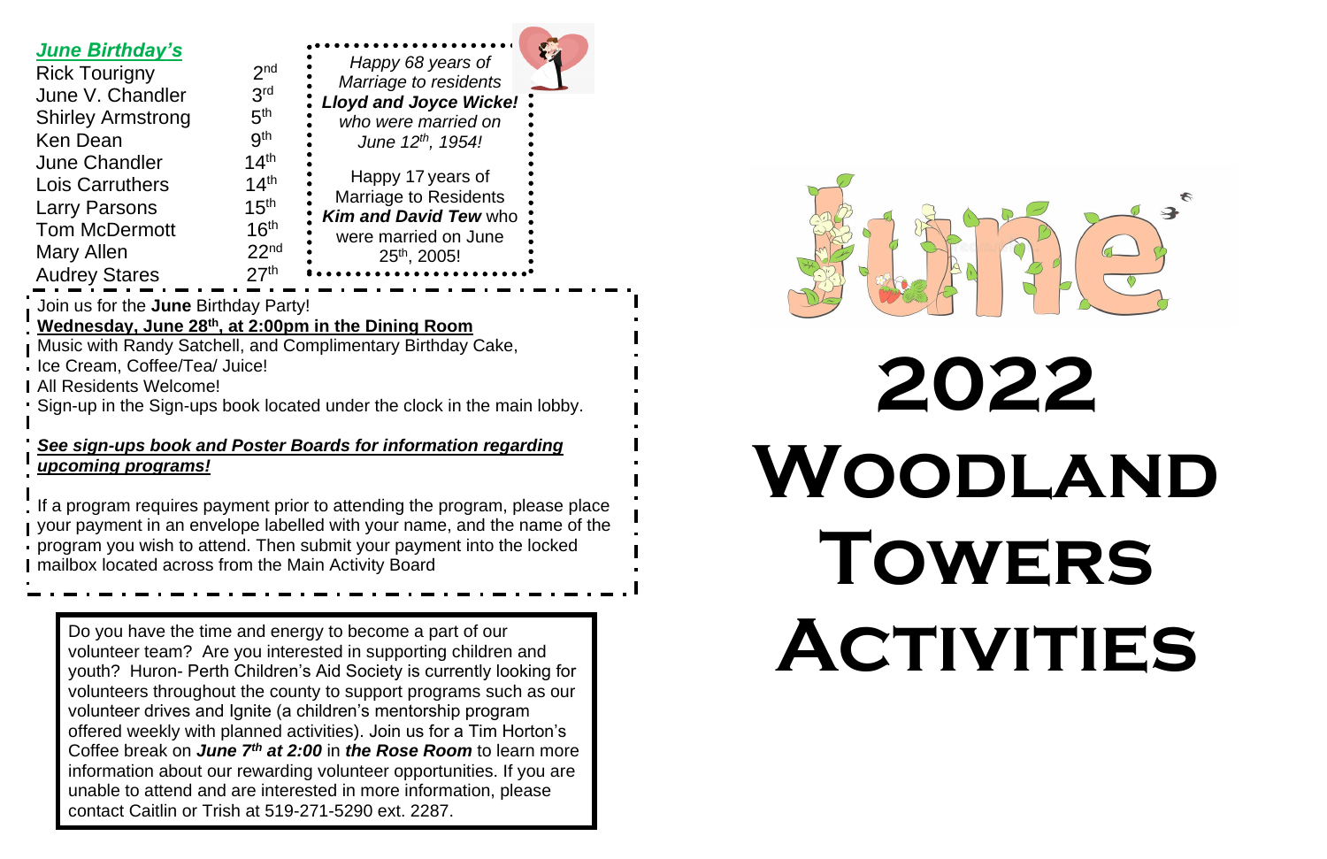## *June Birthday's*

| | |
|---|---|
| Rick Tourigny | 2nd |
| June V. Chandler | 3rd |
| Shirley Armstrong | 5th |
| Ken Dean | 9th |
| June Chandler | 14th |
| Lois Carruthers | 14th |
| Larry Parsons | 15th |
| Tom McDermott | 16th |
| Mary Allen | 22nd |
| Audrey Stares | 27th |

*Happy 68 years of Marriage to residents* ***Lloyd and Joyce Wicke!*** *who were married on June 12th, 1954!*

Happy 17 years of Marriage to Residents ***Kim and David Tew*** who were married on June 25th, 2005!

Join us for the **June** Birthday Party!

**Wednesday, June 28th, at 2:00pm in the Dining Room**

Music with Randy Satchell, and Complimentary Birthday Cake, Ice Cream, Coffee/Tea/ Juice!

All Residents Welcome!

Sign-up in the Sign-ups book located under the clock in the main lobby.

***See sign-ups book and Poster Boards for information regarding upcoming programs!***

If a program requires payment prior to attending the program, please place your payment in an envelope labelled with your name, and the name of the program you wish to attend. Then submit your payment into the locked mailbox located across from the Main Activity Board

Do you have the time and energy to become a part of our volunteer team? Are you interested in supporting children and youth? Huron- Perth Children's Aid Society is currently looking for volunteers throughout the county to support programs such as our volunteer drives and Ignite (a children's mentorship program offered weekly with planned activities). Join us for a Tim Horton's Coffee break on ***June 7th at 2:00*** in ***the Rose Room*** to learn more information about our rewarding volunteer opportunities. If you are unable to attend and are interested in more information, please contact Caitlin or Trish at 519-271-5290 ext. 2287.

June

# 2022 Woodland Towers Activities